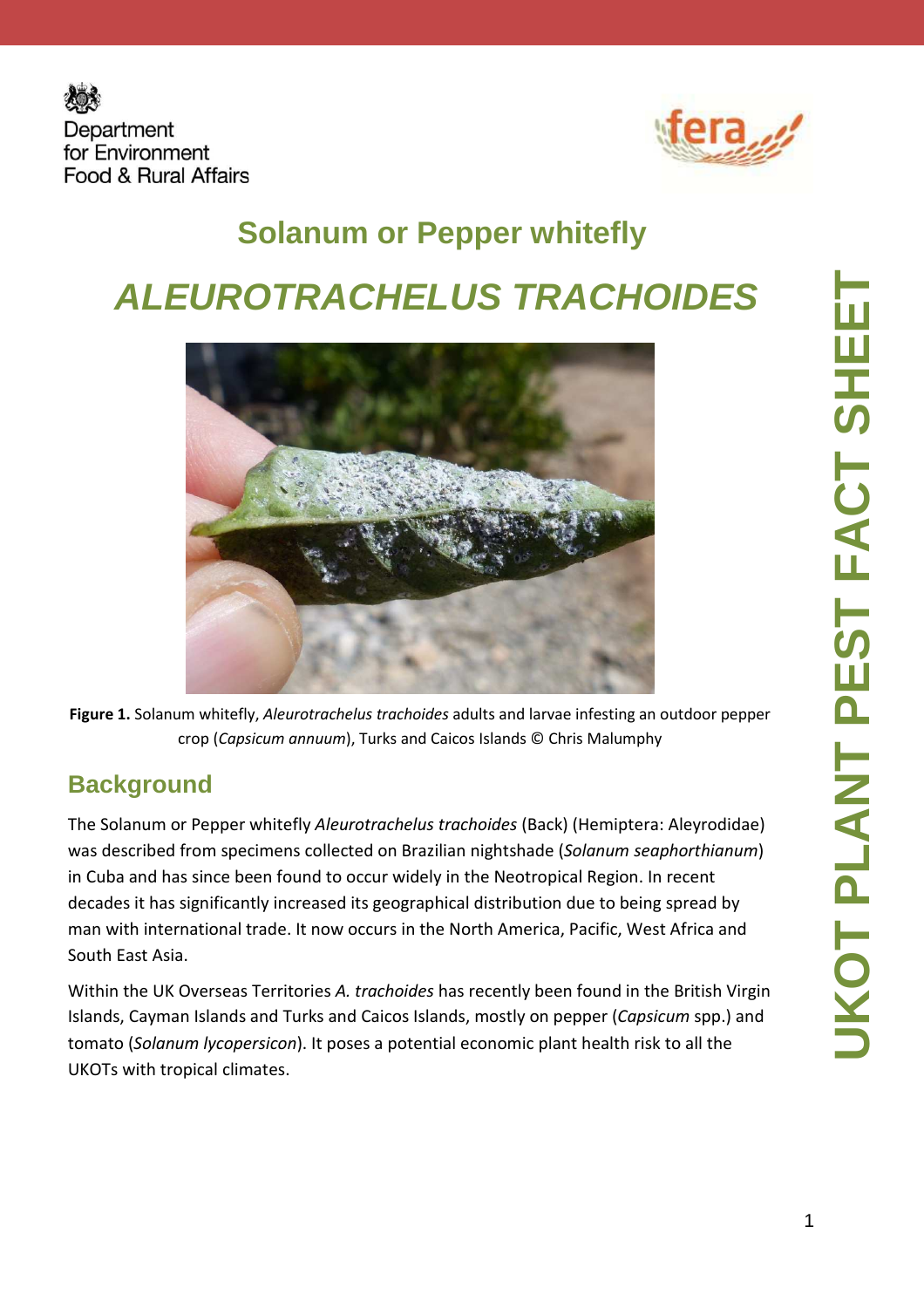Department for Environment Food & Rural Affairs

# Solanum or Pepper whitefly

# *ALEUROTRACHELUS TRACHOIDES*

**Figure 1.** Solanum whitefly, *Aleurotrachelus trachoides* adults and larvae infesting an outdoor pepper crop (*Capsicum annuum*), Turks and Caicos Islands © Chris Malumphy

## Background

The Solanum or Pepper whitefly *Aleurotrachelus trachoides* (Back) (Hemiptera: Aleyrodidae) was described from specimens collected on Brazilian nightshade (*Solanum seaphorthianum*) in Cuba and has since been found to occur widely in the Neotropical Region. In recent decades it has significantly increased its geographical distribution due to being spread by man with international trade. It now occurs in the North America, Pacific, West Africa and South East Asia.

Within the UK Overseas Territories *A. trachoides* has recently been found in the British Virgin Islands, Cayman Islands and Turks and Caicos Islands, mostly on pepper (*Capsicum* spp.) and tomato (*Solanum lycopersicon*). It poses a potential economic plant health risk to all the UKOTs with tropical climates.

UKOT PLANT PEST FACT SHEET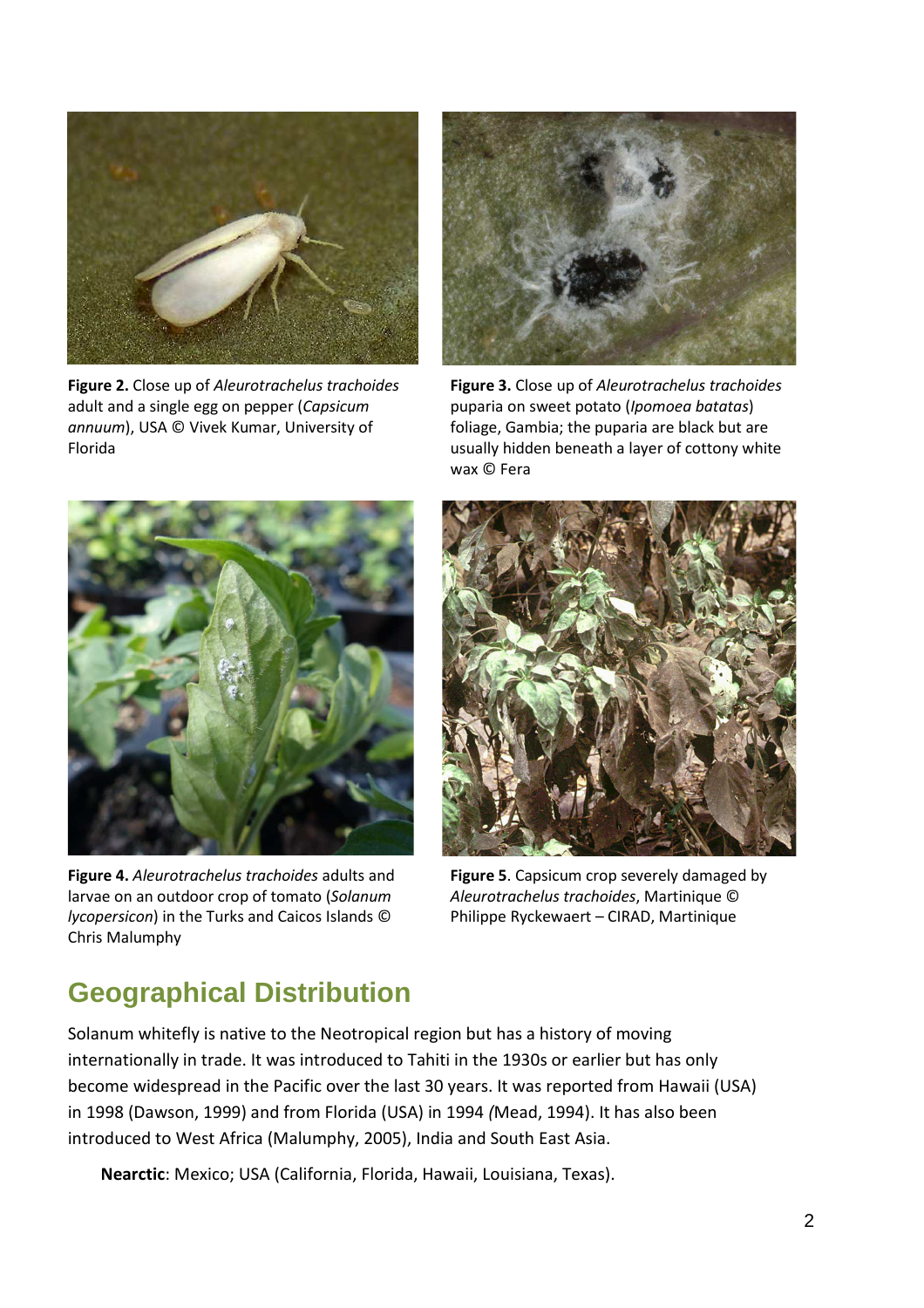**Figure 2.** Close up of *Aleurotrachelus trachoides* adult and a single egg on pepper (*Capsicum annuum*), USA © Vivek Kumar, University of Florida

**Figure 3.** Close up of *Aleurotrachelus trachoides* puparia on sweet potato (*Ipomoea batatas*) foliage, Gambia; the puparia are black but are usually hidden beneath a layer of cottony white wax © Fera

**Figure 4.** *Aleurotrachelus trachoides* adults and larvae on an outdoor crop of tomato (*Solanum lycopersicon*) in the Turks and Caicos Islands © Chris Malumphy

**Figure 5**. Capsicum crop severely damaged by *Aleurotrachelus trachoides*, Martinique © Philippe Ryckewaert – CIRAD, Martinique

## Geographical Distribution

Solanum whitefly is native to the Neotropical region but has a history of moving internationally in trade. It was introduced to Tahiti in the 1930s or earlier but has only become widespread in the Pacific over the last 30 years. It was reported from Hawaii (USA) in 1998 (Dawson, 1999) and from Florida (USA) in 1994 *(*Mead, 1994). It has also been introduced to West Africa (Malumphy, 2005), India and South East Asia.

**Nearctic**: Mexico; USA (California, Florida, Hawaii, Louisiana, Texas).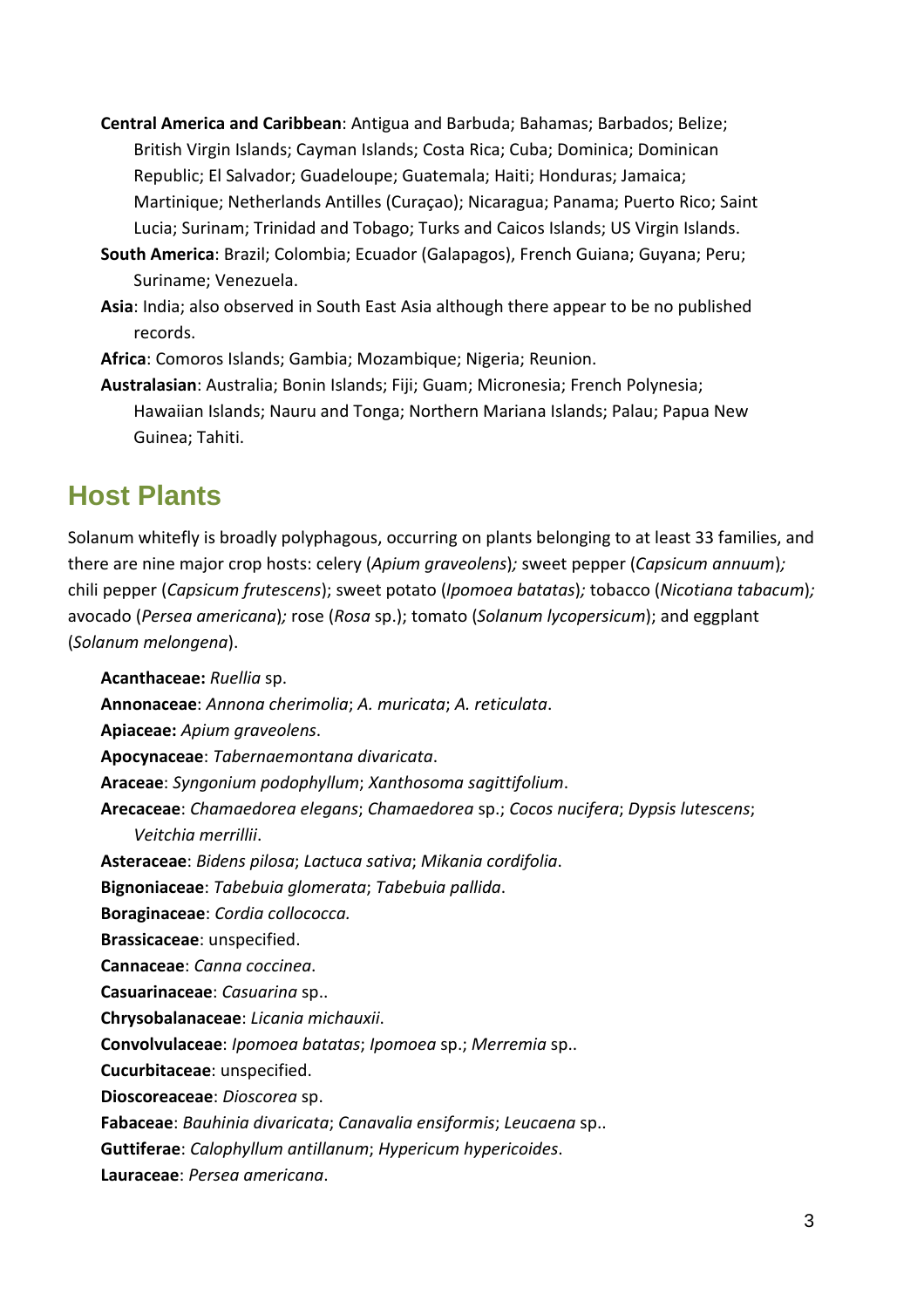**Central America and Caribbean**: Antigua and Barbuda; Bahamas; Barbados; Belize; British Virgin Islands; Cayman Islands; Costa Rica; Cuba; Dominica; Dominican Republic; El Salvador; Guadeloupe; Guatemala; Haiti; Honduras; Jamaica; Martinique; Netherlands Antilles (Curaçao); Nicaragua; Panama; Puerto Rico; Saint Lucia; Surinam; Trinidad and Tobago; Turks and Caicos Islands; US Virgin Islands.

**South America**: Brazil; Colombia; Ecuador (Galapagos), French Guiana; Guyana; Peru; Suriname; Venezuela.

**Asia**: India; also observed in South East Asia although there appear to be no published records.

**Africa**: Comoros Islands; Gambia; Mozambique; Nigeria; Reunion.

**Australasian**: Australia; Bonin Islands; Fiji; Guam; Micronesia; French Polynesia; Hawaiian Islands; Nauru and Tonga; Northern Mariana Islands; Palau; Papua New Guinea; Tahiti.

## Host Plants

Solanum whitefly is broadly polyphagous, occurring on plants belonging to at least 33 families, and there are nine major crop hosts: celery (*Apium graveolens*)*;* sweet pepper (*Capsicum annuum*)*;* chili pepper (*Capsicum frutescens*); sweet potato (*Ipomoea batatas*)*;* tobacco (*Nicotiana tabacum*)*;* avocado (*Persea americana*)*;* rose (*Rosa* sp.); tomato (*Solanum lycopersicum*); and eggplant (*Solanum melongena*).

**Acanthaceae:** *Ruellia* sp.

**Annonaceae**: *Annona cherimolia*; *A. muricata*; *A. reticulata*.

**Apiaceae:** *Apium graveolens*.

**Apocynaceae**: *Tabernaemontana divaricata*.

**Araceae**: *Syngonium podophyllum*; *Xanthosoma sagittifolium*.

**Arecaceae**: *Chamaedorea elegans*; *Chamaedorea* sp.; *Cocos nucifera*; *Dypsis lutescens*; *Veitchia merrillii*.

**Asteraceae**: *Bidens pilosa*; *Lactuca sativa*; *Mikania cordifolia*.

**Bignoniaceae**: *Tabebuia glomerata*; *Tabebuia pallida*.

**Boraginaceae**: *Cordia collococca.*

**Brassicaceae**: unspecified.

**Cannaceae**: *Canna coccinea*.

**Casuarinaceae**: *Casuarina* sp..

**Chrysobalanaceae**: *Licania michauxii*.

**Convolvulaceae**: *Ipomoea batatas*; *Ipomoea* sp.; *Merremia* sp..

**Cucurbitaceae**: unspecified.

**Dioscoreaceae**: *Dioscorea* sp.

**Fabaceae**: *Bauhinia divaricata*; *Canavalia ensiformis*; *Leucaena* sp..

**Guttiferae**: *Calophyllum antillanum*; *Hypericum hypericoides*.

**Lauraceae**: *Persea americana*.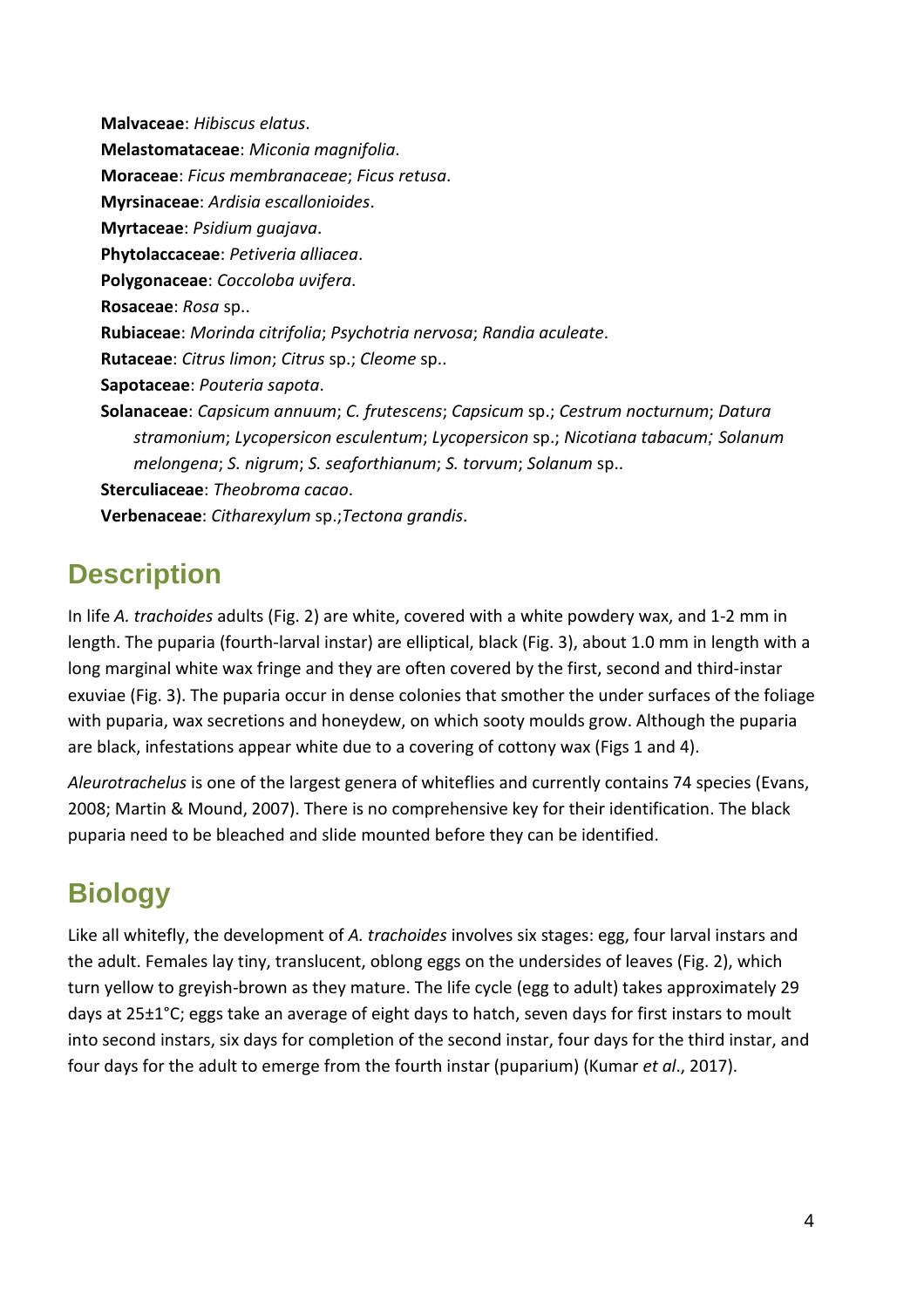**Malvaceae**: *Hibiscus elatus*.

**Melastomataceae**: *Miconia magnifolia*.

**Moraceae**: *Ficus membranaceae*; *Ficus retusa*.

**Myrsinaceae**: *Ardisia escallonioides*.

**Myrtaceae**: *Psidium guajava*.

**Phytolaccaceae**: *Petiveria alliacea*.

**Polygonaceae**: *Coccoloba uvifera*.

**Rosaceae**: *Rosa* sp..

**Rubiaceae**: *Morinda citrifolia*; *Psychotria nervosa*; *Randia aculeate*.

**Rutaceae**: *Citrus limon*; *Citrus* sp.; *Cleome* sp..

**Sapotaceae**: *Pouteria sapota*.

**Solanaceae**: *Capsicum annuum*; *C. frutescens*; *Capsicum* sp.; *Cestrum nocturnum*; *Datura stramonium*; *Lycopersicon esculentum*; *Lycopersicon* sp.; *Nicotiana tabacum; Solanum melongena*; *S. nigrum*; *S. seaforthianum*; *S. torvum*; *Solanum* sp..

**Sterculiaceae**: *Theobroma cacao*.

**Verbenaceae**: *Citharexylum* sp.;*Tectona grandis*.

## Description

In life *A. trachoides* adults (Fig. 2) are white, covered with a white powdery wax, and 1-2 mm in length. The puparia (fourth-larval instar) are elliptical, black (Fig. 3), about 1.0 mm in length with a long marginal white wax fringe and they are often covered by the first, second and third-instar exuviae (Fig. 3). The puparia occur in dense colonies that smother the under surfaces of the foliage with puparia, wax secretions and honeydew, on which sooty moulds grow. Although the puparia are black, infestations appear white due to a covering of cottony wax (Figs 1 and 4).

*Aleurotrachelus* is one of the largest genera of whiteflies and currently contains 74 species (Evans, 2008; Martin & Mound, 2007). There is no comprehensive key for their identification. The black puparia need to be bleached and slide mounted before they can be identified.

## Biology

Like all whitefly, the development of *A. trachoides* involves six stages: egg, four larval instars and the adult. Females lay tiny, translucent, oblong eggs on the undersides of leaves (Fig. 2), which turn yellow to greyish-brown as they mature. The life cycle (egg to adult) takes approximately 29 days at 25±1°C; eggs take an average of eight days to hatch, seven days for first instars to moult into second instars, six days for completion of the second instar, four days for the third instar, and four days for the adult to emerge from the fourth instar (puparium) (Kumar *et al*., 2017).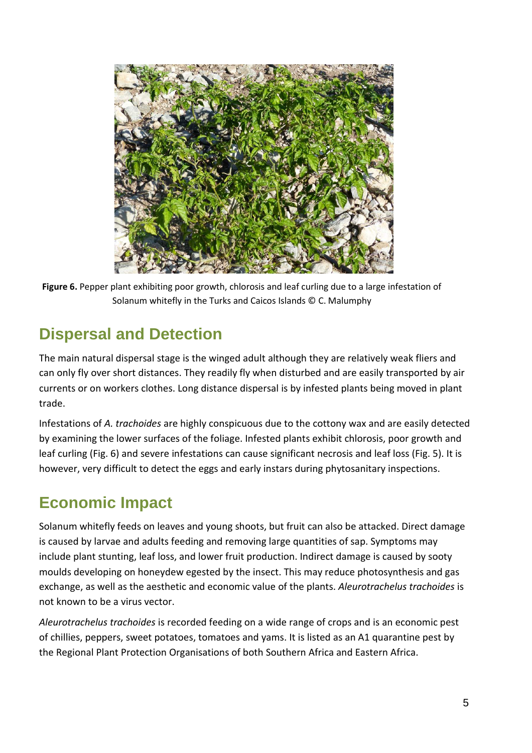**Figure 6.** Pepper plant exhibiting poor growth, chlorosis and leaf curling due to a large infestation of Solanum whitefly in the Turks and Caicos Islands © C. Malumphy

## Dispersal and Detection

The main natural dispersal stage is the winged adult although they are relatively weak fliers and can only fly over short distances. They readily fly when disturbed and are easily transported by air currents or on workers clothes. Long distance dispersal is by infested plants being moved in plant trade.

Infestations of *A. trachoides* are highly conspicuous due to the cottony wax and are easily detected by examining the lower surfaces of the foliage. Infested plants exhibit chlorosis, poor growth and leaf curling (Fig. 6) and severe infestations can cause significant necrosis and leaf loss (Fig. 5). It is however, very difficult to detect the eggs and early instars during phytosanitary inspections.

## Economic Impact

Solanum whitefly feeds on leaves and young shoots, but fruit can also be attacked. Direct damage is caused by larvae and adults feeding and removing large quantities of sap. Symptoms may include plant stunting, leaf loss, and lower fruit production. Indirect damage is caused by sooty moulds developing on honeydew egested by the insect. This may reduce photosynthesis and gas exchange, as well as the aesthetic and economic value of the plants. *Aleurotrachelus trachoides* is not known to be a virus vector.

*Aleurotrachelus trachoides* is recorded feeding on a wide range of crops and is an economic pest of chillies, peppers, sweet potatoes, tomatoes and yams. It is listed as an A1 quarantine pest by the Regional Plant Protection Organisations of both Southern Africa and Eastern Africa.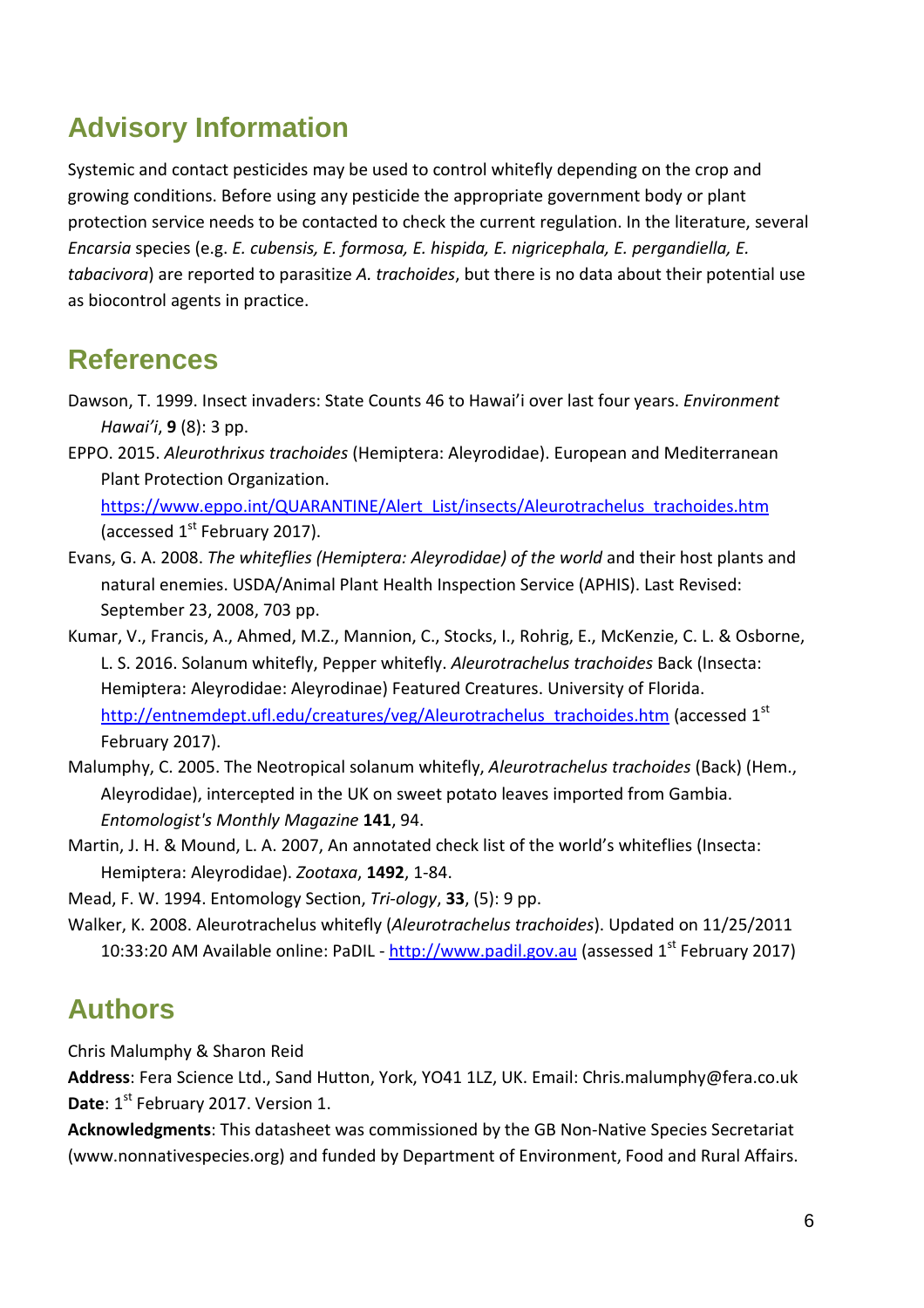## Advisory Information

Systemic and contact pesticides may be used to control whitefly depending on the crop and growing conditions. Before using any pesticide the appropriate government body or plant protection service needs to be contacted to check the current regulation. In the literature, several *Encarsia* species (e.g. *E. cubensis, E. formosa, E. hispida, E. nigricephala, E. pergandiella, E. tabacivora*) are reported to parasitize *A. trachoides*, but there is no data about their potential use as biocontrol agents in practice.

## References

Dawson, T. 1999. Insect invaders: State Counts 46 to Hawai'i over last four years. *Environment Hawai'i*, **9** (8): 3 pp.

EPPO. 2015. *Aleurothrixus trachoides* (Hemiptera: Aleyrodidae). European and Mediterranean Plant Protection Organization. https://www.eppo.int/QUARANTINE/Alert_List/insects/Aleurotrachelus_trachoides.htm (accessed 1st February 2017).

Evans, G. A. 2008. *The whiteflies (Hemiptera: Aleyrodidae) of the world* and their host plants and natural enemies. USDA/Animal Plant Health Inspection Service (APHIS). Last Revised: September 23, 2008, 703 pp.

Kumar, V., Francis, A., Ahmed, M.Z., Mannion, C., Stocks, I., Rohrig, E., McKenzie, C. L. & Osborne, L. S. 2016. Solanum whitefly, Pepper whitefly. *Aleurotrachelus trachoides* Back (Insecta: Hemiptera: Aleyrodidae: Aleyrodinae) Featured Creatures. University of Florida. http://entnemdept.ufl.edu/creatures/veg/Aleurotrachelus_trachoides.htm (accessed 1st February 2017).

Malumphy, C. 2005. The Neotropical solanum whitefly, *Aleurotrachelus trachoides* (Back) (Hem., Aleyrodidae), intercepted in the UK on sweet potato leaves imported from Gambia. *Entomologist's Monthly Magazine* **141**, 94.

Martin, J. H. & Mound, L. A. 2007, An annotated check list of the world's whiteflies (Insecta: Hemiptera: Aleyrodidae). *Zootaxa*, **1492**, 1-84.

Mead, F. W. 1994. Entomology Section, *Tri-ology*, **33**, (5): 9 pp.

Walker, K. 2008. Aleurotrachelus whitefly (*Aleurotrachelus trachoides*). Updated on 11/25/2011 10:33:20 AM Available online: PaDIL - http://www.padil.gov.au (assessed 1st February 2017)

## Authors

Chris Malumphy & Sharon Reid

**Address**: Fera Science Ltd., Sand Hutton, York, YO41 1LZ, UK. Email: Chris.malumphy@fera.co.uk

**Date**: 1st February 2017. Version 1.

**Acknowledgments**: This datasheet was commissioned by the GB Non-Native Species Secretariat (www.nonnativespecies.org) and funded by Department of Environment, Food and Rural Affairs.